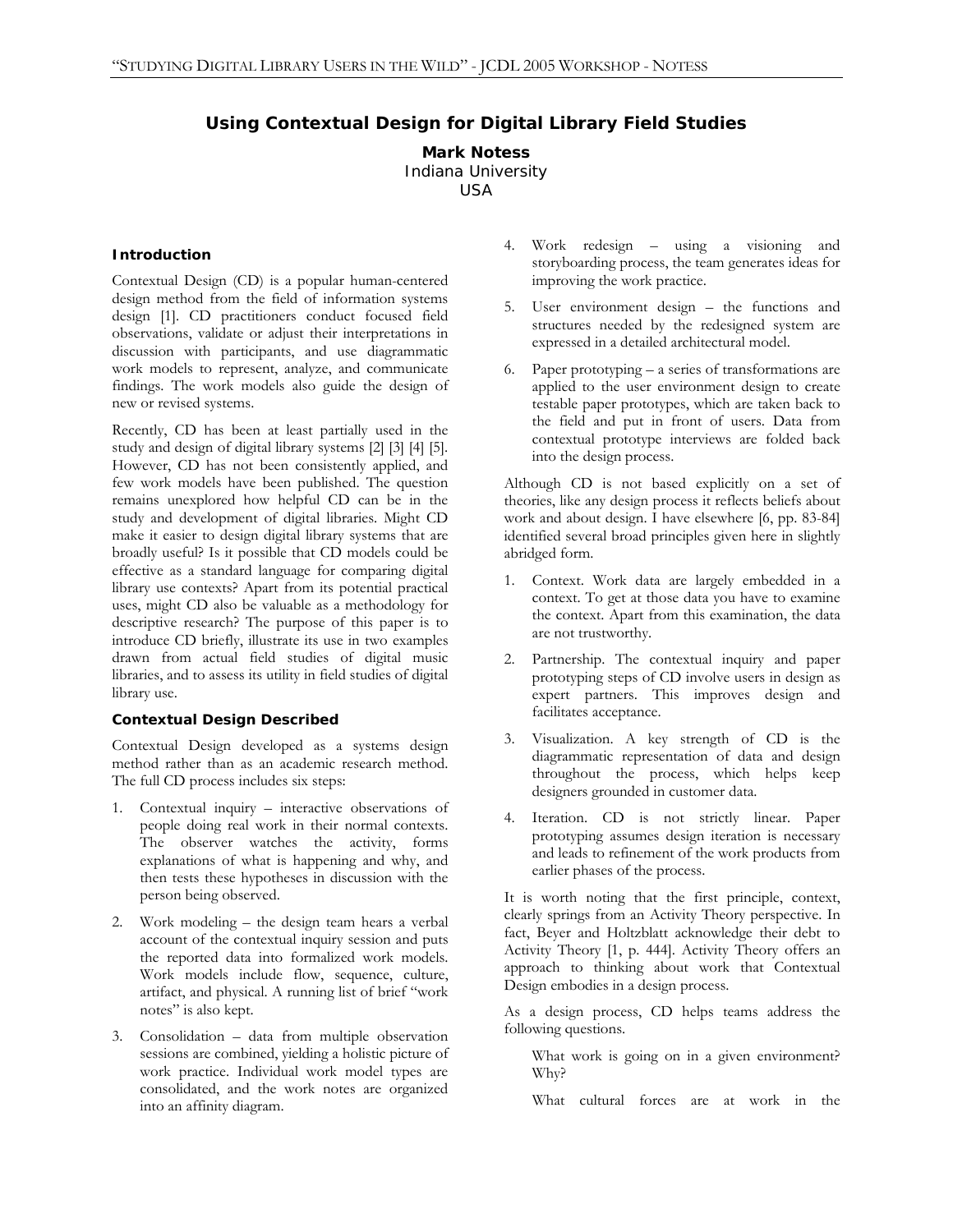# Using Contextual Design for Digital Library Field Studies

**Mark Notess**
Indiana University
USA

## Introduction

Contextual Design (CD) is a popular human-centered design method from the field of information systems design [1]. CD practitioners conduct focused field observations, validate or adjust their interpretations in discussion with participants, and use diagrammatic work models to represent, analyze, and communicate findings. The work models also guide the design of new or revised systems.

Recently, CD has been at least partially used in the study and design of digital library systems [2] [3] [4] [5]. However, CD has not been consistently applied, and few work models have been published. The question remains unexplored how helpful CD can be in the study and development of digital libraries. Might CD make it easier to design digital library systems that are broadly useful? Is it possible that CD models could be effective as a standard language for comparing digital library use contexts? Apart from its potential practical uses, might CD also be valuable as a methodology for descriptive research? The purpose of this paper is to introduce CD briefly, illustrate its use in two examples drawn from actual field studies of digital music libraries, and to assess its utility in field studies of digital library use.

## Contextual Design Described

Contextual Design developed as a systems design method rather than as an academic research method. The full CD process includes six steps:

1. Contextual inquiry – interactive observations of people doing real work in their normal contexts. The observer watches the activity, forms explanations of what is happening and why, and then tests these hypotheses in discussion with the person being observed.
2. Work modeling – the design team hears a verbal account of the contextual inquiry session and puts the reported data into formalized work models. Work models include flow, sequence, culture, artifact, and physical. A running list of brief "work notes" is also kept.
3. Consolidation – data from multiple observation sessions are combined, yielding a holistic picture of work practice. Individual work model types are consolidated, and the work notes are organized into an affinity diagram.
4. Work redesign – using a visioning and storyboarding process, the team generates ideas for improving the work practice.
5. User environment design – the functions and structures needed by the redesigned system are expressed in a detailed architectural model.
6. Paper prototyping – a series of transformations are applied to the user environment design to create testable paper prototypes, which are taken back to the field and put in front of users. Data from contextual prototype interviews are folded back into the design process.

Although CD is not based explicitly on a set of theories, like any design process it reflects beliefs about work and about design. I have elsewhere [6, pp. 83-84] identified several broad principles given here in slightly abridged form.

1. Context. Work data are largely embedded in a context. To get at those data you have to examine the context. Apart from this examination, the data are not trustworthy.
2. Partnership. The contextual inquiry and paper prototyping steps of CD involve users in design as expert partners. This improves design and facilitates acceptance.
3. Visualization. A key strength of CD is the diagrammatic representation of data and design throughout the process, which helps keep designers grounded in customer data.
4. Iteration. CD is not strictly linear. Paper prototyping assumes design iteration is necessary and leads to refinement of the work products from earlier phases of the process.

It is worth noting that the first principle, context, clearly springs from an Activity Theory perspective. In fact, Beyer and Holtzblatt acknowledge their debt to Activity Theory [1, p. 444]. Activity Theory offers an approach to thinking about work that Contextual Design embodies in a design process.

As a design process, CD helps teams address the following questions.

> What work is going on in a given environment? Why?
>
> What cultural forces are at work in the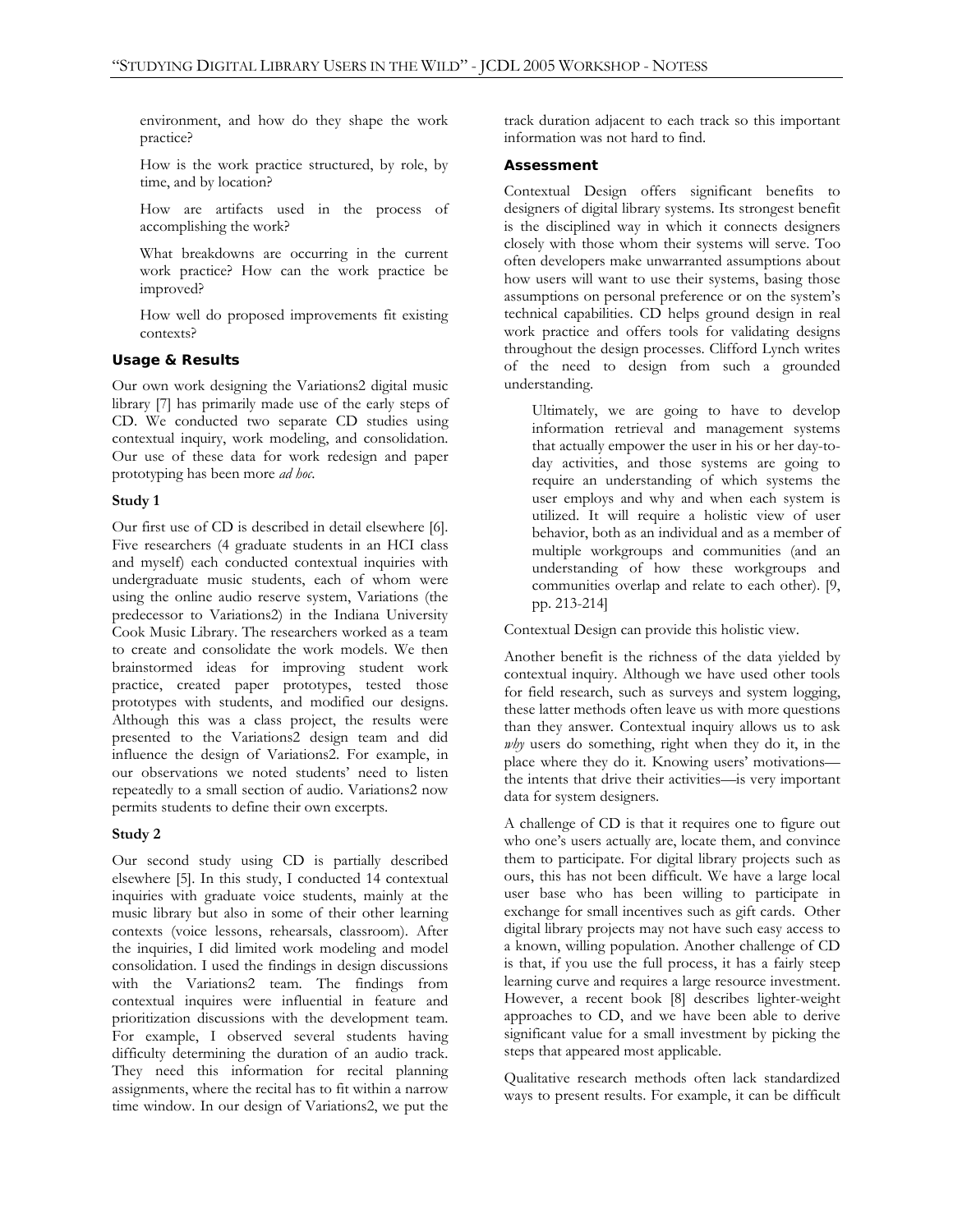environment, and how do they shape the work practice?

How is the work practice structured, by role, by time, and by location?

How are artifacts used in the process of accomplishing the work?

What breakdowns are occurring in the current work practice? How can the work practice be improved?

How well do proposed improvements fit existing contexts?

### Usage & Results

Our own work designing the Variations2 digital music library [7] has primarily made use of the early steps of CD. We conducted two separate CD studies using contextual inquiry, work modeling, and consolidation. Our use of these data for work redesign and paper prototyping has been more *ad hoc*.

#### Study 1

Our first use of CD is described in detail elsewhere [6]. Five researchers (4 graduate students in an HCI class and myself) each conducted contextual inquiries with undergraduate music students, each of whom were using the online audio reserve system, Variations (the predecessor to Variations2) in the Indiana University Cook Music Library. The researchers worked as a team to create and consolidate the work models. We then brainstormed ideas for improving student work practice, created paper prototypes, tested those prototypes with students, and modified our designs. Although this was a class project, the results were presented to the Variations2 design team and did influence the design of Variations2. For example, in our observations we noted students' need to listen repeatedly to a small section of audio. Variations2 now permits students to define their own excerpts.

#### Study 2

Our second study using CD is partially described elsewhere [5]. In this study, I conducted 14 contextual inquiries with graduate voice students, mainly at the music library but also in some of their other learning contexts (voice lessons, rehearsals, classroom). After the inquiries, I did limited work modeling and model consolidation. I used the findings in design discussions with the Variations2 team. The findings from contextual inquires were influential in feature and prioritization discussions with the development team. For example, I observed several students having difficulty determining the duration of an audio track. They need this information for recital planning assignments, where the recital has to fit within a narrow time window. In our design of Variations2, we put the track duration adjacent to each track so this important information was not hard to find.

### Assessment

Contextual Design offers significant benefits to designers of digital library systems. Its strongest benefit is the disciplined way in which it connects designers closely with those whom their systems will serve. Too often developers make unwarranted assumptions about how users will want to use their systems, basing those assumptions on personal preference or on the system's technical capabilities. CD helps ground design in real work practice and offers tools for validating designs throughout the design processes. Clifford Lynch writes of the need to design from such a grounded understanding.

> Ultimately, we are going to have to develop information retrieval and management systems that actually empower the user in his or her day-to-day activities, and those systems are going to require an understanding of which systems the user employs and why and when each system is utilized. It will require a holistic view of user behavior, both as an individual and as a member of multiple workgroups and communities (and an understanding of how these workgroups and communities overlap and relate to each other). [9, pp. 213-214]

Contextual Design can provide this holistic view.

Another benefit is the richness of the data yielded by contextual inquiry. Although we have used other tools for field research, such as surveys and system logging, these latter methods often leave us with more questions than they answer. Contextual inquiry allows us to ask *why* users do something, right when they do it, in the place where they do it. Knowing users' motivations—the intents that drive their activities—is very important data for system designers.

A challenge of CD is that it requires one to figure out who one's users actually are, locate them, and convince them to participate. For digital library projects such as ours, this has not been difficult. We have a large local user base who has been willing to participate in exchange for small incentives such as gift cards. Other digital library projects may not have such easy access to a known, willing population. Another challenge of CD is that, if you use the full process, it has a fairly steep learning curve and requires a large resource investment. However, a recent book [8] describes lighter-weight approaches to CD, and we have been able to derive significant value for a small investment by picking the steps that appeared most applicable.

Qualitative research methods often lack standardized ways to present results. For example, it can be difficult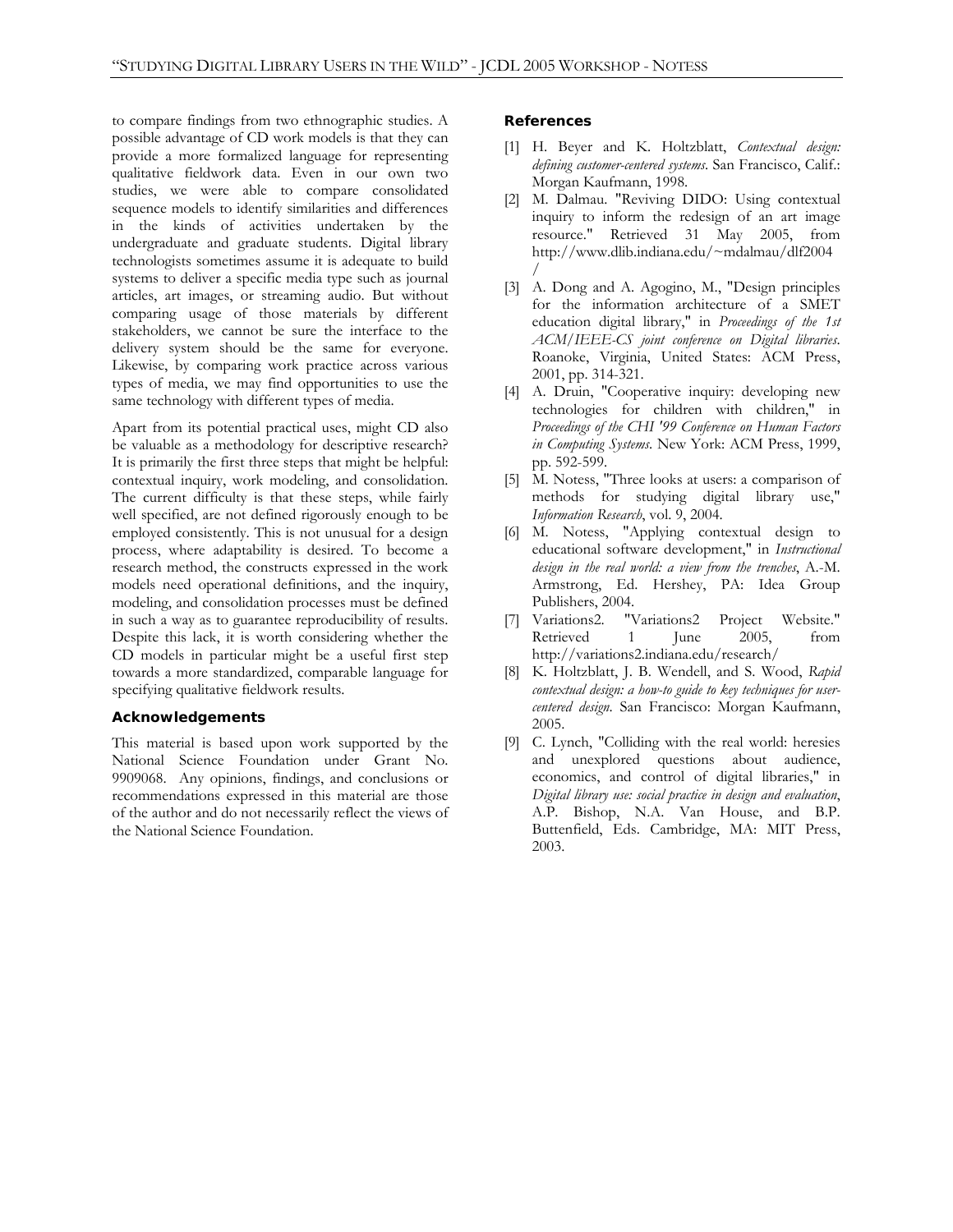to compare findings from two ethnographic studies. A possible advantage of CD work models is that they can provide a more formalized language for representing qualitative fieldwork data. Even in our own two studies, we were able to compare consolidated sequence models to identify similarities and differences in the kinds of activities undertaken by the undergraduate and graduate students. Digital library technologists sometimes assume it is adequate to build systems to deliver a specific media type such as journal articles, art images, or streaming audio. But without comparing usage of those materials by different stakeholders, we cannot be sure the interface to the delivery system should be the same for everyone. Likewise, by comparing work practice across various types of media, we may find opportunities to use the same technology with different types of media.

Apart from its potential practical uses, might CD also be valuable as a methodology for descriptive research? It is primarily the first three steps that might be helpful: contextual inquiry, work modeling, and consolidation. The current difficulty is that these steps, while fairly well specified, are not defined rigorously enough to be employed consistently. This is not unusual for a design process, where adaptability is desired. To become a research method, the constructs expressed in the work models need operational definitions, and the inquiry, modeling, and consolidation processes must be defined in such a way as to guarantee reproducibility of results. Despite this lack, it is worth considering whether the CD models in particular might be a useful first step towards a more standardized, comparable language for specifying qualitative fieldwork results.

## Acknowledgements

This material is based upon work supported by the National Science Foundation under Grant No. 9909068. Any opinions, findings, and conclusions or recommendations expressed in this material are those of the author and do not necessarily reflect the views of the National Science Foundation.

## References

[1] H. Beyer and K. Holtzblatt, *Contextual design: defining customer-centered systems*. San Francisco, Calif.: Morgan Kaufmann, 1998.

[2] M. Dalmau. "Reviving DIDO: Using contextual inquiry to inform the redesign of an art image resource." Retrieved 31 May 2005, from http://www.dlib.indiana.edu/~mdalmau/dlf2004/

[3] A. Dong and A. Agogino, M., "Design principles for the information architecture of a SMET education digital library," in *Proceedings of the 1st ACM/IEEE-CS joint conference on Digital libraries*. Roanoke, Virginia, United States: ACM Press, 2001, pp. 314-321.

[4] A. Druin, "Cooperative inquiry: developing new technologies for children with children," in *Proceedings of the CHI '99 Conference on Human Factors in Computing Systems*. New York: ACM Press, 1999, pp. 592-599.

[5] M. Notess, "Three looks at users: a comparison of methods for studying digital library use," *Information Research*, vol. 9, 2004.

[6] M. Notess, "Applying contextual design to educational software development," in *Instructional design in the real world: a view from the trenches*, A.-M. Armstrong, Ed. Hershey, PA: Idea Group Publishers, 2004.

[7] Variations2. "Variations2 Project Website." Retrieved 1 June 2005, from http://variations2.indiana.edu/research/

[8] K. Holtzblatt, J. B. Wendell, and S. Wood, *Rapid contextual design: a how-to guide to key techniques for user-centered design*. San Francisco: Morgan Kaufmann, 2005.

[9] C. Lynch, "Colliding with the real world: heresies and unexplored questions about audience, economics, and control of digital libraries," in *Digital library use: social practice in design and evaluation*, A.P. Bishop, N.A. Van House, and B.P. Buttenfield, Eds. Cambridge, MA: MIT Press, 2003.